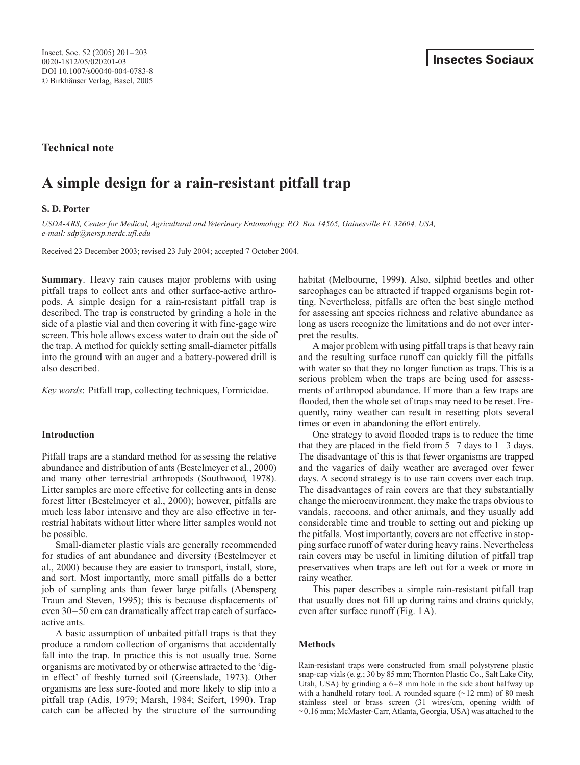Technical note

# A simple design for a rain-resistant pitfall trap

**S. D. Porter**

*USDA-ARS, Center for Medical, Agricultural and Veterinary Entomology, P.O. Box 14565, Gainesville FL 32604, USA, e-mail: sdp@nersp.nerdc.ufl.edu*

Received 23 December 2003; revised 23 July 2004; accepted 7 October 2004.

**Summary**. Heavy rain causes major problems with using pitfall traps to collect ants and other surface-active arthropods. A simple design for a rain-resistant pitfall trap is described. The trap is constructed by grinding a hole in the side of a plastic vial and then covering it with fine-gage wire screen. This hole allows excess water to drain out the side of the trap. A method for quickly setting small-diameter pitfalls into the ground with an auger and a battery-powered drill is also described.

*Key words*: Pitfall trap, collecting techniques, Formicidae.

## Introduction

Pitfall traps are a standard method for assessing the relative abundance and distribution of ants (Bestelmeyer et al., 2000) and many other terrestrial arthropods (Southwood, 1978). Litter samples are more effective for collecting ants in dense forest litter (Bestelmeyer et al., 2000); however, pitfalls are much less labor intensive and they are also effective in terrestrial habitats without litter where litter samples would not be possible.

Small-diameter plastic vials are generally recommended for studies of ant abundance and diversity (Bestelmeyer et al., 2000) because they are easier to transport, install, store, and sort. Most importantly, more small pitfalls do a better job of sampling ants than fewer large pitfalls (Abensperg Traun and Steven, 1995); this is because displacements of even 30–50 cm can dramatically affect trap catch of surface-active ants.

A basic assumption of unbaited pitfall traps is that they produce a random collection of organisms that accidentally fall into the trap. In practice this is not usually true. Some organisms are motivated by or otherwise attracted to the 'dig-in effect' of freshly turned soil (Greenslade, 1973). Other organisms are less sure-footed and more likely to slip into a pitfall trap (Adis, 1979; Marsh, 1984; Seifert, 1990). Trap catch can be affected by the structure of the surrounding habitat (Melbourne, 1999). Also, silphid beetles and other sarcophages can be attracted if trapped organisms begin rotting. Nevertheless, pitfalls are often the best single method for assessing ant species richness and relative abundance as long as users recognize the limitations and do not over interpret the results.

A major problem with using pitfall traps is that heavy rain and the resulting surface runoff can quickly fill the pitfalls with water so that they no longer function as traps. This is a serious problem when the traps are being used for assessments of arthropod abundance. If more than a few traps are flooded, then the whole set of traps may need to be reset. Frequently, rainy weather can result in resetting plots several times or even in abandoning the effort entirely.

One strategy to avoid flooded traps is to reduce the time that they are placed in the field from 5–7 days to 1–3 days. The disadvantage of this is that fewer organisms are trapped and the vagaries of daily weather are averaged over fewer days. A second strategy is to use rain covers over each trap. The disadvantages of rain covers are that they substantially change the microenvironment, they make the traps obvious to vandals, raccoons, and other animals, and they usually add considerable time and trouble to setting out and picking up the pitfalls. Most importantly, covers are not effective in stopping surface runoff of water during heavy rains. Nevertheless rain covers may be useful in limiting dilution of pitfall trap preservatives when traps are left out for a week or more in rainy weather.

This paper describes a simple rain-resistant pitfall trap that usually does not fill up during rains and drains quickly, even after surface runoff (Fig. 1A).

## Methods

Rain-resistant traps were constructed from small polystyrene plastic snap-cap vials (e.g.; 30 by 85 mm; Thornton Plastic Co., Salt Lake City, Utah, USA) by grinding a 6–8 mm hole in the side about halfway up with a handheld rotary tool. A rounded square (~12 mm) of 80 mesh stainless steel or brass screen (31 wires/cm, opening width of ~0.16 mm; McMaster-Carr, Atlanta, Georgia, USA) was attached to the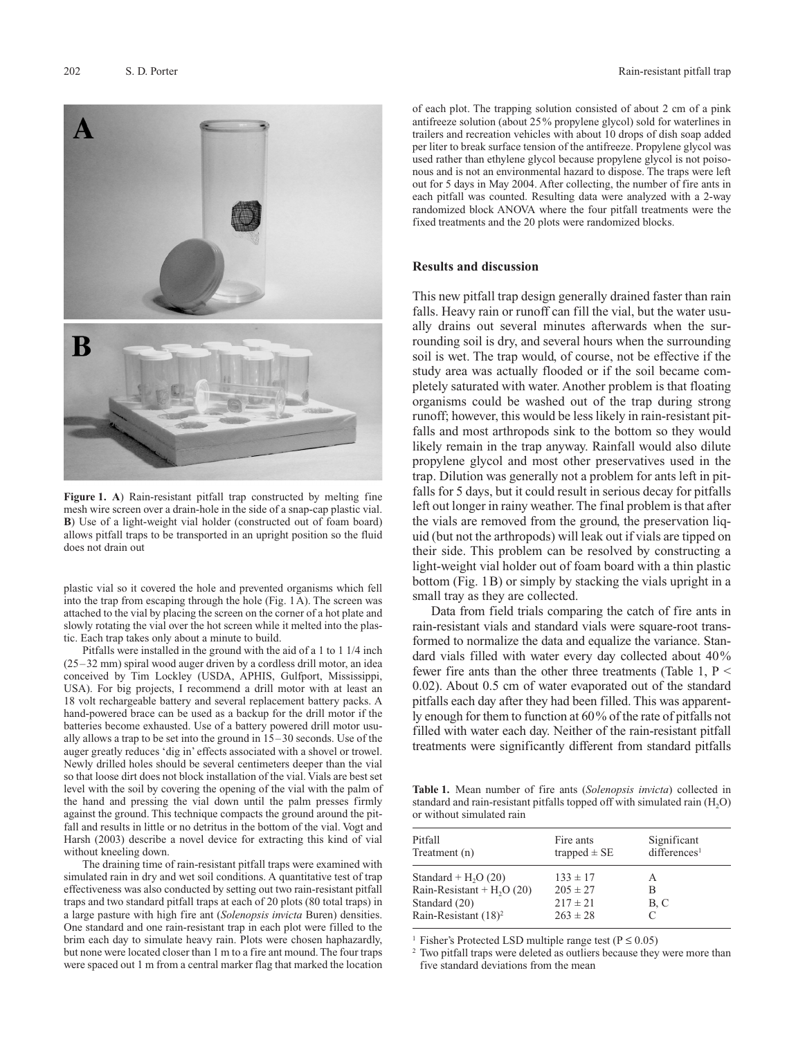**Figure 1. A**) Rain-resistant pitfall trap constructed by melting fine mesh wire screen over a drain-hole in the side of a snap-cap plastic vial. **B**) Use of a light-weight vial holder (constructed out of foam board) allows pitfall traps to be transported in an upright position so the fluid does not drain out

plastic vial so it covered the hole and prevented organisms which fell into the trap from escaping through the hole (Fig. 1A). The screen was attached to the vial by placing the screen on the corner of a hot plate and slowly rotating the vial over the hot screen while it melted into the plastic. Each trap takes only about a minute to build.

Pitfalls were installed in the ground with the aid of a 1 to 1 1/4 inch (25–32 mm) spiral wood auger driven by a cordless drill motor, an idea conceived by Tim Lockley (USDA, APHIS, Gulfport, Mississippi, USA). For big projects, I recommend a drill motor with at least an 18 volt rechargeable battery and several replacement battery packs. A hand-powered brace can be used as a backup for the drill motor if the batteries become exhausted. Use of a battery powered drill motor usually allows a trap to be set into the ground in 15–30 seconds. Use of the auger greatly reduces 'dig in' effects associated with a shovel or trowel. Newly drilled holes should be several centimeters deeper than the vial so that loose dirt does not block installation of the vial. Vials are best set level with the soil by covering the opening of the vial with the palm of the hand and pressing the vial down until the palm presses firmly against the ground. This technique compacts the ground around the pitfall and results in little or no detritus in the bottom of the vial. Vogt and Harsh (2003) describe a novel device for extracting this kind of vial without kneeling down.

The draining time of rain-resistant pitfall traps were examined with simulated rain in dry and wet soil conditions. A quantitative test of trap effectiveness was also conducted by setting out two rain-resistant pitfall traps and two standard pitfall traps at each of 20 plots (80 total traps) in a large pasture with high fire ant (*Solenopsis invicta* Buren) densities. One standard and one rain-resistant trap in each plot were filled to the brim each day to simulate heavy rain. Plots were chosen haphazardly, but none were located closer than 1 m to a fire ant mound. The four traps were spaced out 1 m from a central marker flag that marked the location of each plot. The trapping solution consisted of about 2 cm of a pink antifreeze solution (about 25% propylene glycol) sold for waterlines in trailers and recreation vehicles with about 10 drops of dish soap added per liter to break surface tension of the antifreeze. Propylene glycol was used rather than ethylene glycol because propylene glycol is not poisonous and is not an environmental hazard to dispose. The traps were left out for 5 days in May 2004. After collecting, the number of fire ants in each pitfall was counted. Resulting data were analyzed with a 2-way randomized block ANOVA where the four pitfall treatments were the fixed treatments and the 20 plots were randomized blocks.

## Results and discussion

This new pitfall trap design generally drained faster than rain falls. Heavy rain or runoff can fill the vial, but the water usually drains out several minutes afterwards when the surrounding soil is dry, and several hours when the surrounding soil is wet. The trap would, of course, not be effective if the study area was actually flooded or if the soil became completely saturated with water. Another problem is that floating organisms could be washed out of the trap during strong runoff; however, this would be less likely in rain-resistant pitfalls and most arthropods sink to the bottom so they would likely remain in the trap anyway. Rainfall would also dilute propylene glycol and most other preservatives used in the trap. Dilution was generally not a problem for ants left in pitfalls for 5 days, but it could result in serious decay for pitfalls left out longer in rainy weather. The final problem is that after the vials are removed from the ground, the preservation liquid (but not the arthropods) will leak out if vials are tipped on their side. This problem can be resolved by constructing a light-weight vial holder out of foam board with a thin plastic bottom (Fig. 1B) or simply by stacking the vials upright in a small tray as they are collected.

Data from field trials comparing the catch of fire ants in rain-resistant vials and standard vials were square-root transformed to normalize the data and equalize the variance. Standard vials filled with water every day collected about 40% fewer fire ants than the other three treatments (Table 1, $P < 0.02$). About 0.5 cm of water evaporated out of the standard pitfalls each day after they had been filled. This was apparently enough for them to function at 60% of the rate of pitfalls not filled with water each day. Neither of the rain-resistant pitfall treatments were significantly different from standard pitfalls

**Table 1.** Mean number of fire ants (*Solenopsis invicta*) collected in standard and rain-resistant pitfalls topped off with simulated rain ($H_2O$) or without simulated rain

| Pitfall Treatment (n) | Fire ants trapped ± SE | Significant differences[1] |
|---|---|---|
| Standard + $H_2O$ (20) | 133 ± 17 | A |
| Rain-Resistant + $H_2O$ (20) | 205 ± 27 | B |
| Standard (20) | 217 ± 21 | B, C |
| Rain-Resistant (18)[2] | 263 ± 28 | C |

[1] Fisher's Protected LSD multiple range test ($P \leq 0.05$)

[2] Two pitfall traps were deleted as outliers because they were more than five standard deviations from the mean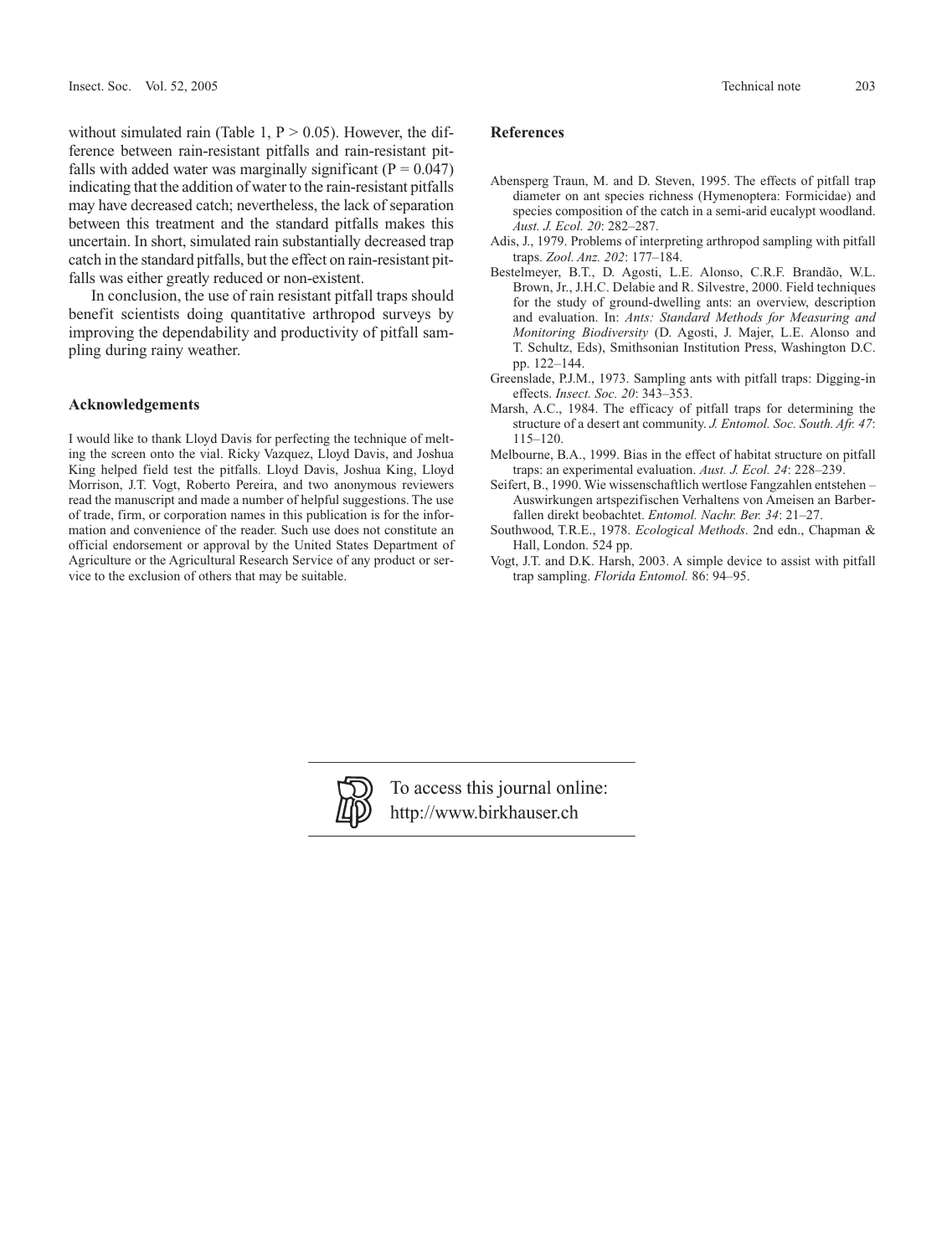without simulated rain (Table 1, $P > 0.05$). However, the difference between rain-resistant pitfalls and rain-resistant pitfalls with added water was marginally significant ($P = 0.047$) indicating that the addition of water to the rain-resistant pitfalls may have decreased catch; nevertheless, the lack of separation between this treatment and the standard pitfalls makes this uncertain. In short, simulated rain substantially decreased trap catch in the standard pitfalls, but the effect on rain-resistant pitfalls was either greatly reduced or non-existent.

In conclusion, the use of rain resistant pitfall traps should benefit scientists doing quantitative arthropod surveys by improving the dependability and productivity of pitfall sampling during rainy weather.

## Acknowledgements

I would like to thank Lloyd Davis for perfecting the technique of melting the screen onto the vial. Ricky Vazquez, Lloyd Davis, and Joshua King helped field test the pitfalls. Lloyd Davis, Joshua King, Lloyd Morrison, J.T. Vogt, Roberto Pereira, and two anonymous reviewers read the manuscript and made a number of helpful suggestions. The use of trade, firm, or corporation names in this publication is for the information and convenience of the reader. Such use does not constitute an official endorsement or approval by the United States Department of Agriculture or the Agricultural Research Service of any product or service to the exclusion of others that may be suitable.

## References

Abensperg Traun, M. and D. Steven, 1995. The effects of pitfall trap diameter on ant species richness (Hymenoptera: Formicidae) and species composition of the catch in a semi-arid eucalypt woodland. *Aust. J. Ecol. 20*: 282–287.

Adis, J., 1979. Problems of interpreting arthropod sampling with pitfall traps. *Zool. Anz. 202*: 177–184.

Bestelmeyer, B.T., D. Agosti, L.E. Alonso, C.R.F. Brandão, W.L. Brown, Jr., J.H.C. Delabie and R. Silvestre, 2000. Field techniques for the study of ground-dwelling ants: an overview, description and evaluation. In: *Ants: Standard Methods for Measuring and Monitoring Biodiversity* (D. Agosti, J. Majer, L.E. Alonso and T. Schultz, Eds), Smithsonian Institution Press, Washington D.C. pp. 122–144.

Greenslade, P.J.M., 1973. Sampling ants with pitfall traps: Digging-in effects. *Insect. Soc. 20*: 343–353.

Marsh, A.C., 1984. The efficacy of pitfall traps for determining the structure of a desert ant community. *J. Entomol. Soc. South. Afr. 47*: 115–120.

Melbourne, B.A., 1999. Bias in the effect of habitat structure on pitfall traps: an experimental evaluation. *Aust. J. Ecol. 24*: 228–239.

Seifert, B., 1990. Wie wissenschaftlich wertlose Fangzahlen entstehen – Auswirkungen artspezifischen Verhaltens von Ameisen an Barberfallen direkt beobachtet. *Entomol. Nachr. Ber. 34*: 21–27.

Southwood, T.R.E., 1978. *Ecological Methods*. 2nd edn., Chapman & Hall, London. 524 pp.

Vogt, J.T. and D.K. Harsh, 2003. A simple device to assist with pitfall trap sampling. *Florida Entomol.* 86: 94–95.

To access this journal online:
http://www.birkhauser.ch